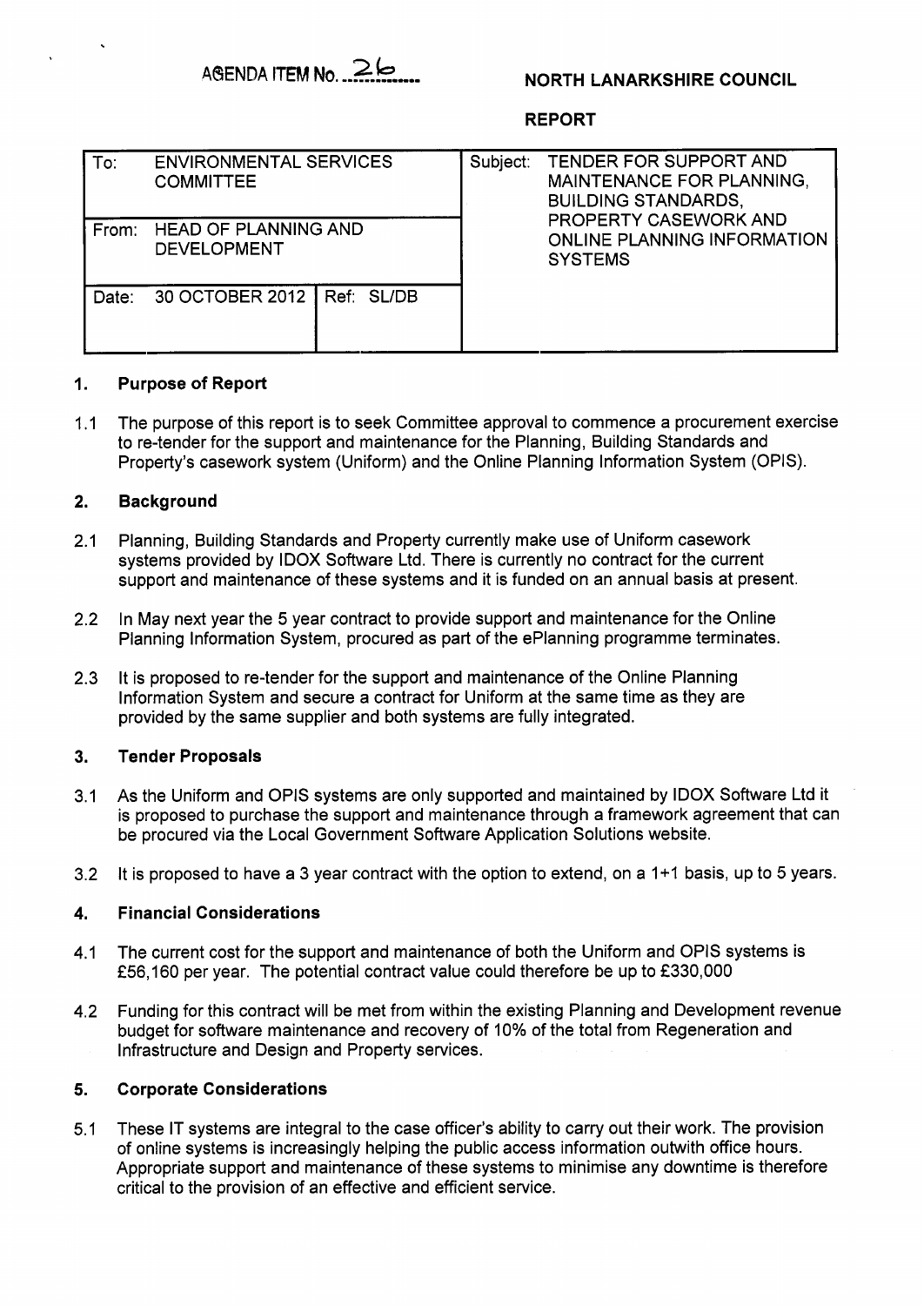AGENDA ITEM No. 26

**NORTH LANARKSHIRE COUNCIL**

**REPORT**

| To: ENVIRONMENTAL SERVICES COMMITTEE | | Subject: TENDER FOR SUPPORT AND MAINTENANCE FOR PLANNING, BUILDING STANDARDS, PROPERTY CASEWORK AND ONLINE PLANNING INFORMATION SYSTEMS |
|---|---|---|
| From: HEAD OF PLANNING AND DEVELOPMENT | | |
| Date: 30 OCTOBER 2012 | Ref: SL/DB | |

## 1. Purpose of Report

1.1 The purpose of this report is to seek Committee approval to commence a procurement exercise to re-tender for the support and maintenance for the Planning, Building Standards and Property's casework system (Uniform) and the Online Planning Information System (OPIS).

## 2. Background

2.1 Planning, Building Standards and Property currently make use of Uniform casework systems provided by IDOX Software Ltd. There is currently no contract for the current support and maintenance of these systems and it is funded on an annual basis at present.

2.2 In May next year the 5 year contract to provide support and maintenance for the Online Planning Information System, procured as part of the ePlanning programme terminates.

2.3 It is proposed to re-tender for the support and maintenance of the Online Planning Information System and secure a contract for Uniform at the same time as they are provided by the same supplier and both systems are fully integrated.

## 3. Tender Proposals

3.1 As the Uniform and OPIS systems are only supported and maintained by IDOX Software Ltd it is proposed to purchase the support and maintenance through a framework agreement that can be procured via the Local Government Software Application Solutions website.

3.2 It is proposed to have a 3 year contract with the option to extend, on a 1+1 basis, up to 5 years.

## 4. Financial Considerations

4.1 The current cost for the support and maintenance of both the Uniform and OPIS systems is £56,160 per year. The potential contract value could therefore be up to £330,000

4.2 Funding for this contract will be met from within the existing Planning and Development revenue budget for software maintenance and recovery of 10% of the total from Regeneration and Infrastructure and Design and Property services.

## 5. Corporate Considerations

5.1 These IT systems are integral to the case officer's ability to carry out their work. The provision of online systems is increasingly helping the public access information outwith office hours. Appropriate support and maintenance of these systems to minimise any downtime is therefore critical to the provision of an effective and efficient service.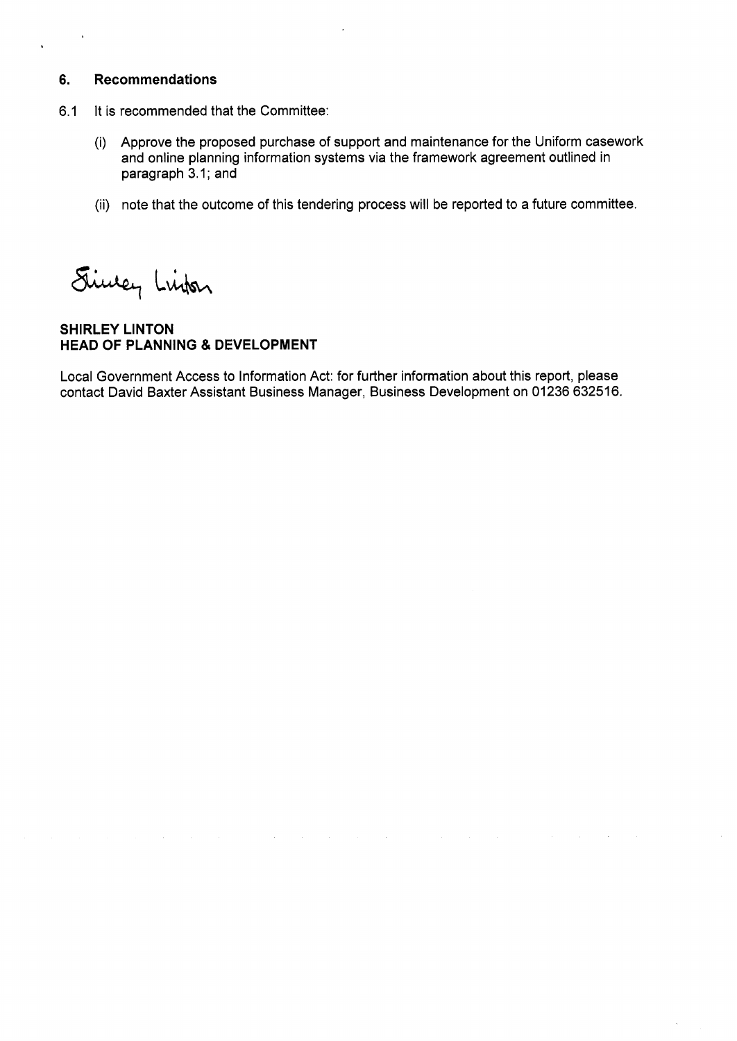## 6. Recommendations

6.1 It is recommended that the Committee:

(i) Approve the proposed purchase of support and maintenance for the Uniform casework and online planning information systems via the framework agreement outlined in paragraph 3.1; and

(ii) note that the outcome of this tendering process will be reported to a future committee.

Shirley Linton

**SHIRLEY LINTON**
**HEAD OF PLANNING & DEVELOPMENT**

Local Government Access to Information Act: for further information about this report, please contact David Baxter Assistant Business Manager, Business Development on 01236 632516.